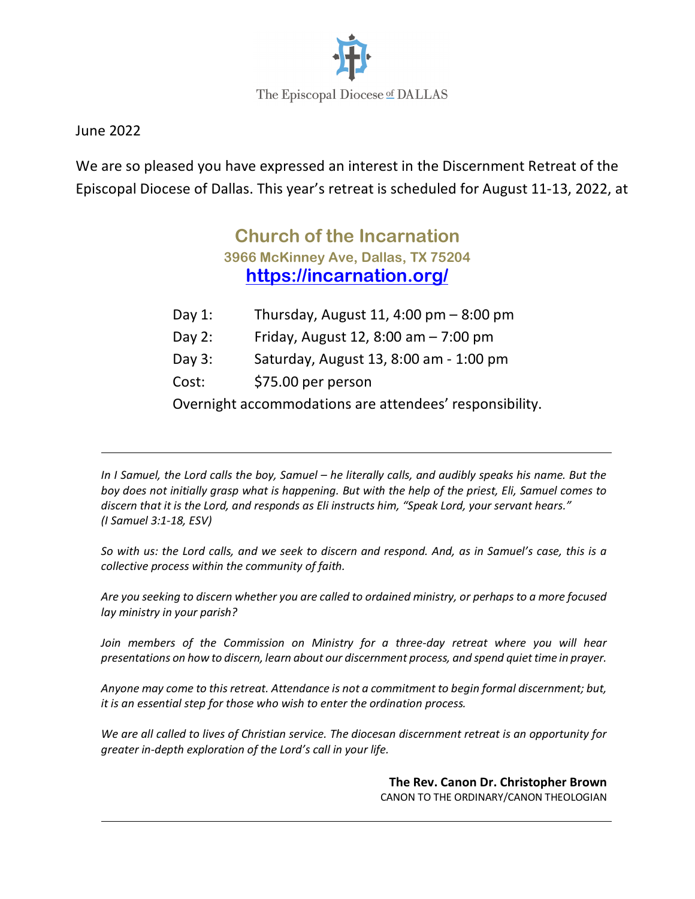The Episcopal Diocese of DALLAS

June 2022

We are so pleased you have expressed an interest in the Discernment Retreat of the Episcopal Diocese of Dallas. This year's retreat is scheduled for August 11-13, 2022, at

## Church of the Incarnation

**3966 McKinney Ave, Dallas, TX 75204**

**https://incarnation.org/**

Day 1: Thursday, August 11, 4:00 pm – 8:00 pm

Day 2: Friday, August 12, 8:00 am – 7:00 pm

Day 3: Saturday, August 13, 8:00 am - 1:00 pm

Cost: $75.00 per person

Overnight accommodations are attendees' responsibility.

---

*In I Samuel, the Lord calls the boy, Samuel – he literally calls, and audibly speaks his name. But the boy does not initially grasp what is happening. But with the help of the priest, Eli, Samuel comes to discern that it is the Lord, and responds as Eli instructs him, "Speak Lord, your servant hears." (I Samuel 3:1-18, ESV)*

*So with us: the Lord calls, and we seek to discern and respond. And, as in Samuel's case, this is a collective process within the community of faith.*

*Are you seeking to discern whether you are called to ordained ministry, or perhaps to a more focused lay ministry in your parish?*

*Join members of the Commission on Ministry for a three-day retreat where you will hear presentations on how to discern, learn about our discernment process, and spend quiet time in prayer.*

*Anyone may come to this retreat. Attendance is not a commitment to begin formal discernment; but, it is an essential step for those who wish to enter the ordination process.*

*We are all called to lives of Christian service. The diocesan discernment retreat is an opportunity for greater in-depth exploration of the Lord's call in your life.*

**The Rev. Canon Dr. Christopher Brown**
CANON TO THE ORDINARY/CANON THEOLOGIAN

---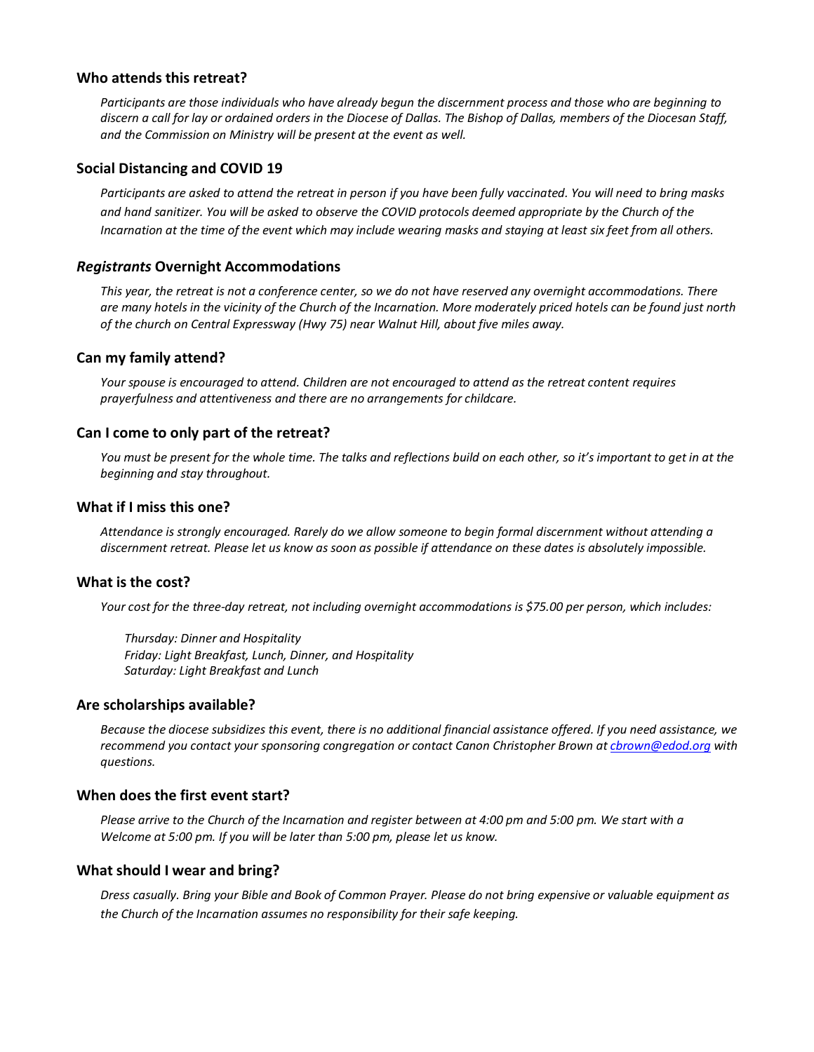### Who attends this retreat?

*Participants are those individuals who have already begun the discernment process and those who are beginning to discern a call for lay or ordained orders in the Diocese of Dallas. The Bishop of Dallas, members of the Diocesan Staff, and the Commission on Ministry will be present at the event as well.*

### Social Distancing and COVID 19

*Participants are asked to attend the retreat in person if you have been fully vaccinated. You will need to bring masks and hand sanitizer. You will be asked to observe the COVID protocols deemed appropriate by the Church of the Incarnation at the time of the event which may include wearing masks and staying at least six feet from all others.*

### *Registrants* Overnight Accommodations

*This year, the retreat is not a conference center, so we do not have reserved any overnight accommodations. There are many hotels in the vicinity of the Church of the Incarnation. More moderately priced hotels can be found just north of the church on Central Expressway (Hwy 75) near Walnut Hill, about five miles away.*

### Can my family attend?

*Your spouse is encouraged to attend. Children are not encouraged to attend as the retreat content requires prayerfulness and attentiveness and there are no arrangements for childcare.*

### Can I come to only part of the retreat?

*You must be present for the whole time. The talks and reflections build on each other, so it's important to get in at the beginning and stay throughout.*

### What if I miss this one?

*Attendance is strongly encouraged. Rarely do we allow someone to begin formal discernment without attending a discernment retreat. Please let us know as soon as possible if attendance on these dates is absolutely impossible.*

### What is the cost?

*Your cost for the three-day retreat, not including overnight accommodations is $75.00 per person, which includes:*

*Thursday: Dinner and Hospitality*
*Friday: Light Breakfast, Lunch, Dinner, and Hospitality*
*Saturday: Light Breakfast and Lunch*

### Are scholarships available?

*Because the diocese subsidizes this event, there is no additional financial assistance offered. If you need assistance, we recommend you contact your sponsoring congregation or contact Canon Christopher Brown at [cbrown@edod.org](mailto:cbrown@edod.org) with questions.*

### When does the first event start?

*Please arrive to the Church of the Incarnation and register between at 4:00 pm and 5:00 pm. We start with a Welcome at 5:00 pm. If you will be later than 5:00 pm, please let us know.*

### What should I wear and bring?

*Dress casually. Bring your Bible and Book of Common Prayer. Please do not bring expensive or valuable equipment as the Church of the Incarnation assumes no responsibility for their safe keeping.*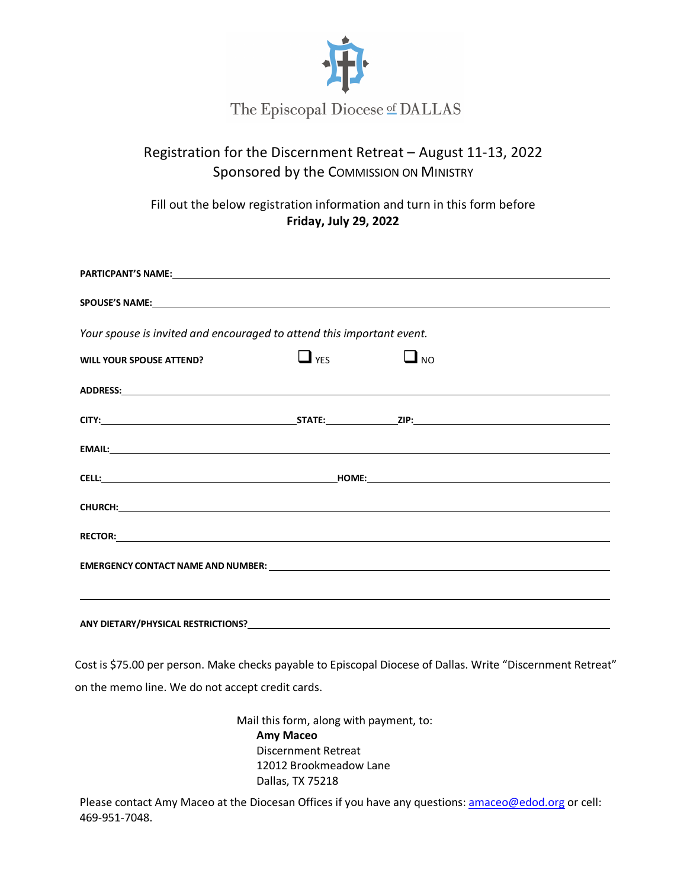The Episcopal Diocese of DALLAS

## Registration for the Discernment Retreat – August 11-13, 2022
## Sponsored by the COMMISSION ON MINISTRY

Fill out the below registration information and turn in this form before
**Friday, July 29, 2022**

**PARTICPANT'S NAME:** ____________________________________________

**SPOUSE'S NAME:** ____________________________________________

*Your spouse is invited and encouraged to attend this important event.*

**WILL YOUR SPOUSE ATTEND?** ☐ YES ☐ NO

**ADDRESS:** ____________________________________________

**CITY:** ____________________ **STATE:** __________ **ZIP:** ____________________

**EMAIL:** ____________________________________________

**CELL:** ____________________ **HOME:** ____________________

**CHURCH:** ____________________________________________

**RECTOR:** ____________________________________________

**EMERGENCY CONTACT NAME AND NUMBER:** ____________________________________________

____________________________________________

**ANY DIETARY/PHYSICAL RESTRICTIONS?** ____________________________________________

Cost is $75.00 per person. Make checks payable to Episcopal Diocese of Dallas. Write "Discernment Retreat" on the memo line. We do not accept credit cards.

Mail this form, along with payment, to:
**Amy Maceo**
Discernment Retreat
12012 Brookmeadow Lane
Dallas, TX 75218

Please contact Amy Maceo at the Diocesan Offices if you have any questions: amaceo@edod.org or cell: 469-951-7048.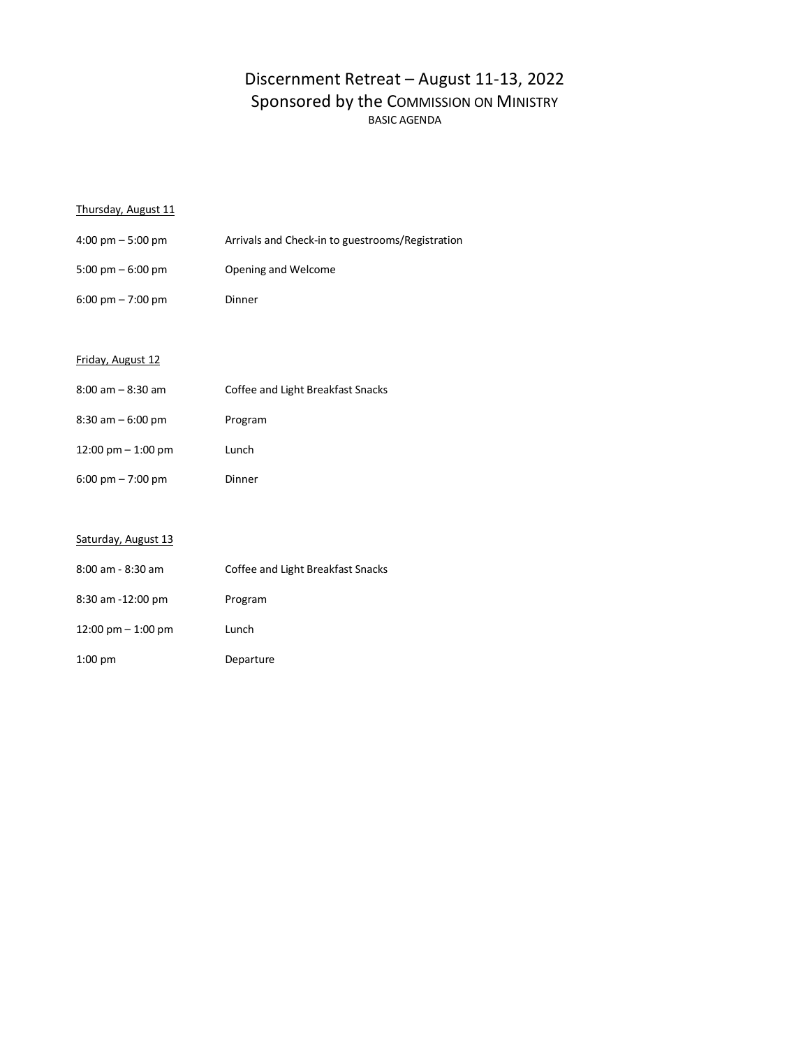# Discernment Retreat – August 11-13, 2022

## Sponsored by the COMMISSION ON MINISTRY

BASIC AGENDA

Thursday, August 11

| | |
|---|---|
| 4:00 pm – 5:00 pm | Arrivals and Check-in to guestrooms/Registration |
| 5:00 pm – 6:00 pm | Opening and Welcome |
| 6:00 pm – 7:00 pm | Dinner |

Friday, August 12

| | |
|---|---|
| 8:00 am – 8:30 am | Coffee and Light Breakfast Snacks |
| 8:30 am – 6:00 pm | Program |
| 12:00 pm – 1:00 pm | Lunch |
| 6:00 pm – 7:00 pm | Dinner |

Saturday, August 13

| | |
|---|---|
| 8:00 am - 8:30 am | Coffee and Light Breakfast Snacks |
| 8:30 am -12:00 pm | Program |
| 12:00 pm – 1:00 pm | Lunch |
| 1:00 pm | Departure |